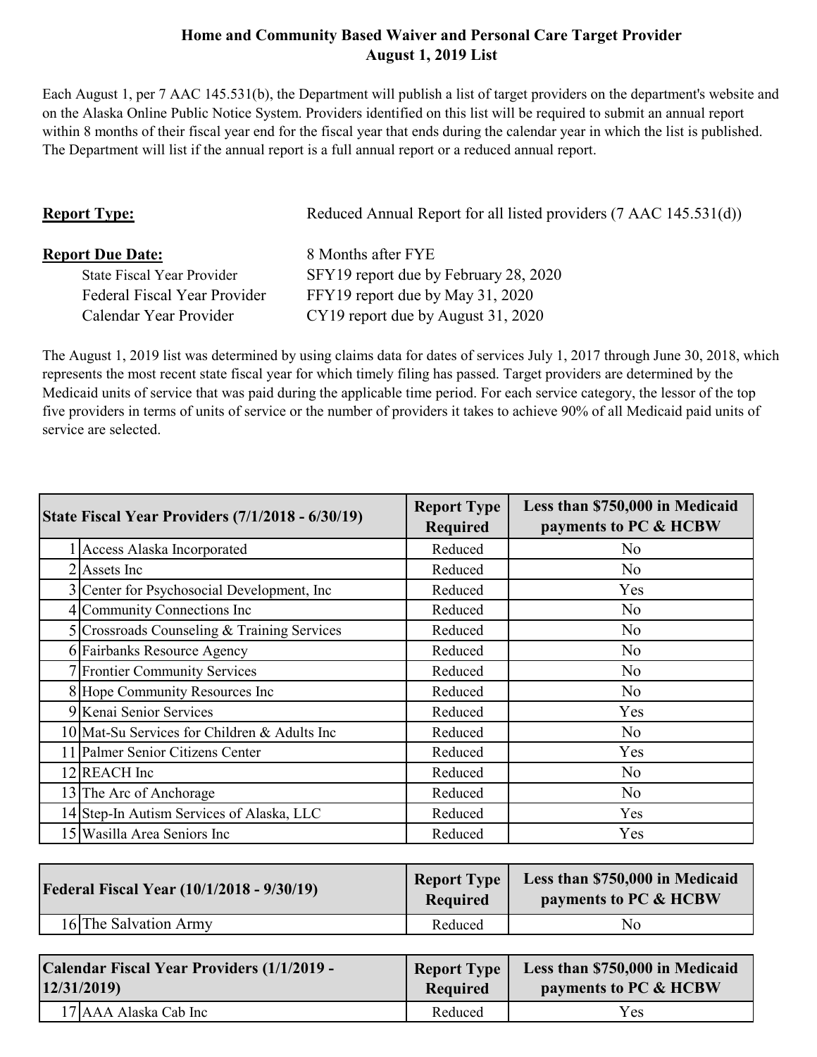# Home and Community Based Waiver and Personal Care Target Provider
## August 1, 2019 List

Each August 1, per 7 AAC 145.531(b), the Department will publish a list of target providers on the department's website and on the Alaska Online Public Notice System. Providers identified on this list will be required to submit an annual report within 8 months of their fiscal year end for the fiscal year that ends during the calendar year in which the list is published. The Department will list if the annual report is a full annual report or a reduced annual report.

**Report Type:** Reduced Annual Report for all listed providers (7 AAC 145.531(d))

**Report Due Date:** 8 Months after FYE

- State Fiscal Year Provider — SFY19 report due by February 28, 2020
- Federal Fiscal Year Provider — FFY19 report due by May 31, 2020
- Calendar Year Provider — CY19 report due by August 31, 2020

The August 1, 2019 list was determined by using claims data for dates of services July 1, 2017 through June 30, 2018, which represents the most recent state fiscal year for which timely filing has passed. Target providers are determined by the Medicaid units of service that was paid during the applicable time period. For each service category, the lessor of the top five providers in terms of units of service or the number of providers it takes to achieve 90% of all Medicaid paid units of service are selected.

| # | State Fiscal Year Providers (7/1/2018 - 6/30/19) | Report Type Required | Less than $750,000 in Medicaid payments to PC & HCBW |
|---|---|---|---|
| 1 | Access Alaska Incorporated | Reduced | No |
| 2 | Assets Inc | Reduced | No |
| 3 | Center for Psychosocial Development, Inc | Reduced | Yes |
| 4 | Community Connections Inc | Reduced | No |
| 5 | Crossroads Counseling & Training Services | Reduced | No |
| 6 | Fairbanks Resource Agency | Reduced | No |
| 7 | Frontier Community Services | Reduced | No |
| 8 | Hope Community Resources Inc | Reduced | No |
| 9 | Kenai Senior Services | Reduced | Yes |
| 10 | Mat-Su Services for Children & Adults Inc | Reduced | No |
| 11 | Palmer Senior Citizens Center | Reduced | Yes |
| 12 | REACH Inc | Reduced | No |
| 13 | The Arc of Anchorage | Reduced | No |
| 14 | Step-In Autism Services of Alaska, LLC | Reduced | Yes |
| 15 | Wasilla Area Seniors Inc | Reduced | Yes |

| # | Federal Fiscal Year (10/1/2018 - 9/30/19) | Report Type Required | Less than $750,000 in Medicaid payments to PC & HCBW |
|---|---|---|---|
| 16 | The Salvation Army | Reduced | No |

| # | Calendar Fiscal Year Providers (1/1/2019 - 12/31/2019) | Report Type Required | Less than $750,000 in Medicaid payments to PC & HCBW |
|---|---|---|---|
| 17 | AAA Alaska Cab Inc | Reduced | Yes |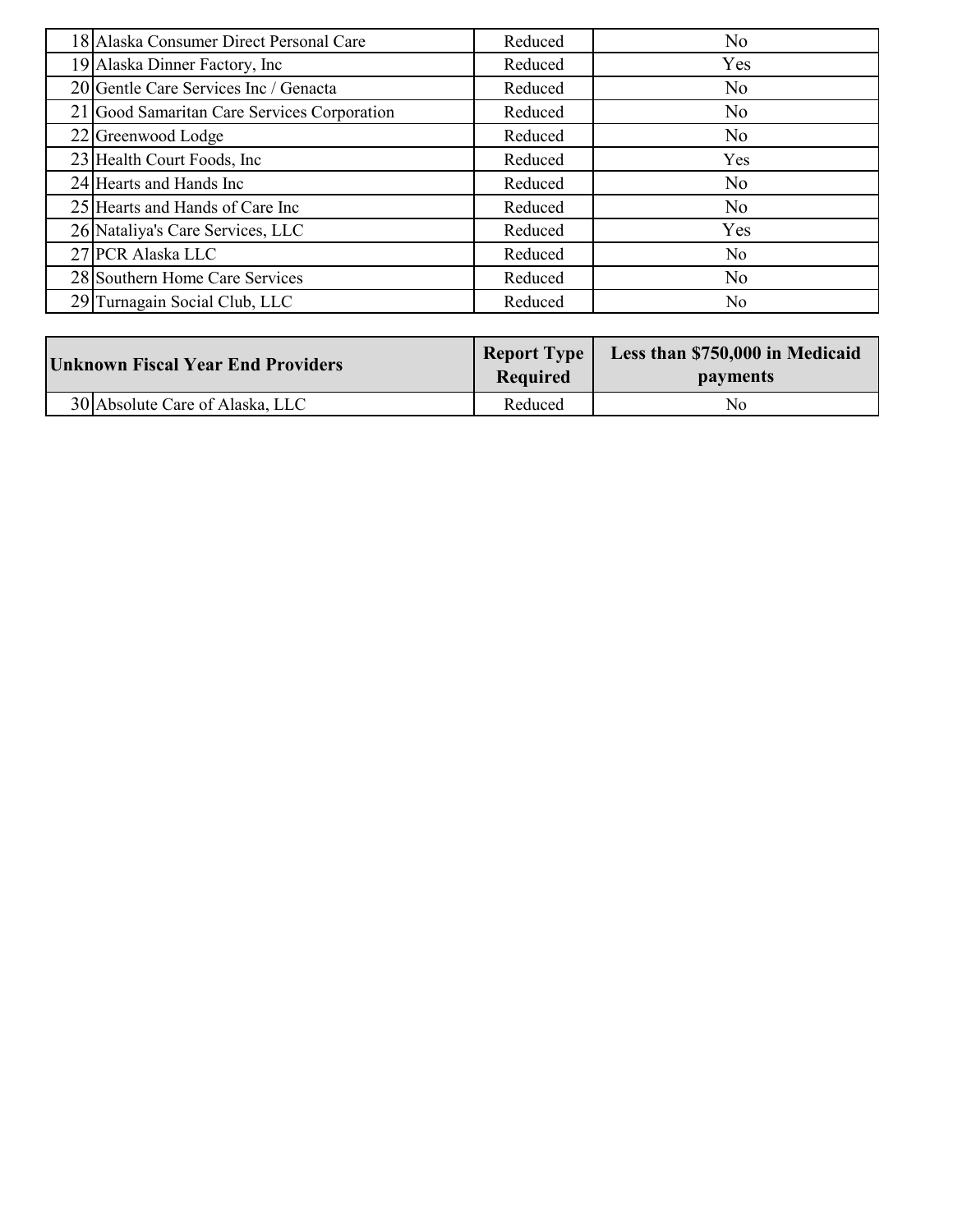| | | | |
|---|---|---|---|
| 18 | Alaska Consumer Direct Personal Care | Reduced | No |
| 19 | Alaska Dinner Factory, Inc | Reduced | Yes |
| 20 | Gentle Care Services Inc / Genacta | Reduced | No |
| 21 | Good Samaritan Care Services Corporation | Reduced | No |
| 22 | Greenwood Lodge | Reduced | No |
| 23 | Health Court Foods, Inc | Reduced | Yes |
| 24 | Hearts and Hands Inc | Reduced | No |
| 25 | Hearts and Hands of Care Inc | Reduced | No |
| 26 | Nataliya's Care Services, LLC | Reduced | Yes |
| 27 | PCR Alaska LLC | Reduced | No |
| 28 | Southern Home Care Services | Reduced | No |
| 29 | Turnagain Social Club, LLC | Reduced | No |

| **Unknown Fiscal Year End Providers** | | **Report Type Required** | **Less than $750,000 in Medicaid payments** |
|---|---|---|---|
| 30 | Absolute Care of Alaska, LLC | Reduced | No |